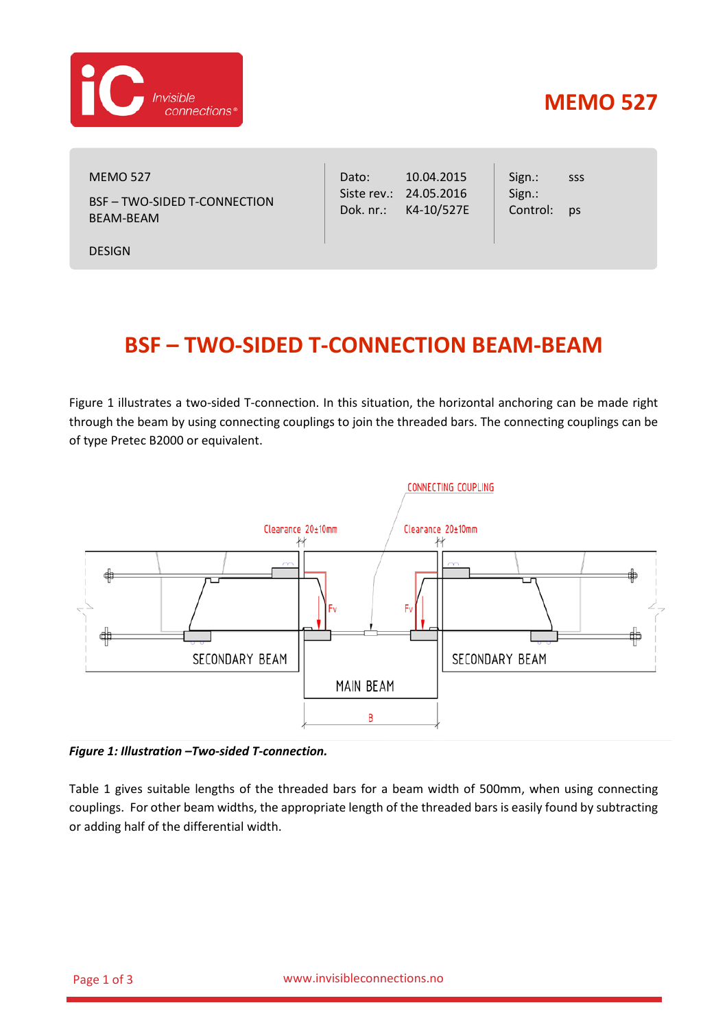MEMO 527

| MEMO 527<br>BSF – TWO-SIDED T-CONNECTION BEAM-BEAM<br><br>DESIGN | Dato: 10.04.2015<br>Siste rev.: 24.05.2016<br>Dok. nr.: K4-10/527E | Sign.: sss<br>Sign.:<br>Control: ps |
|---|---|---|

# BSF – TWO-SIDED T-CONNECTION BEAM-BEAM

Figure 1 illustrates a two-sided T-connection. In this situation, the horizontal anchoring can be made right through the beam by using connecting couplings to join the threaded bars. The connecting couplings can be of type Pretec B2000 or equivalent.

***Figure 1: Illustration –Two-sided T-connection.***

Table 1 gives suitable lengths of the threaded bars for a beam width of 500mm, when using connecting couplings. For other beam widths, the appropriate length of the threaded bars is easily found by subtracting or adding half of the differential width.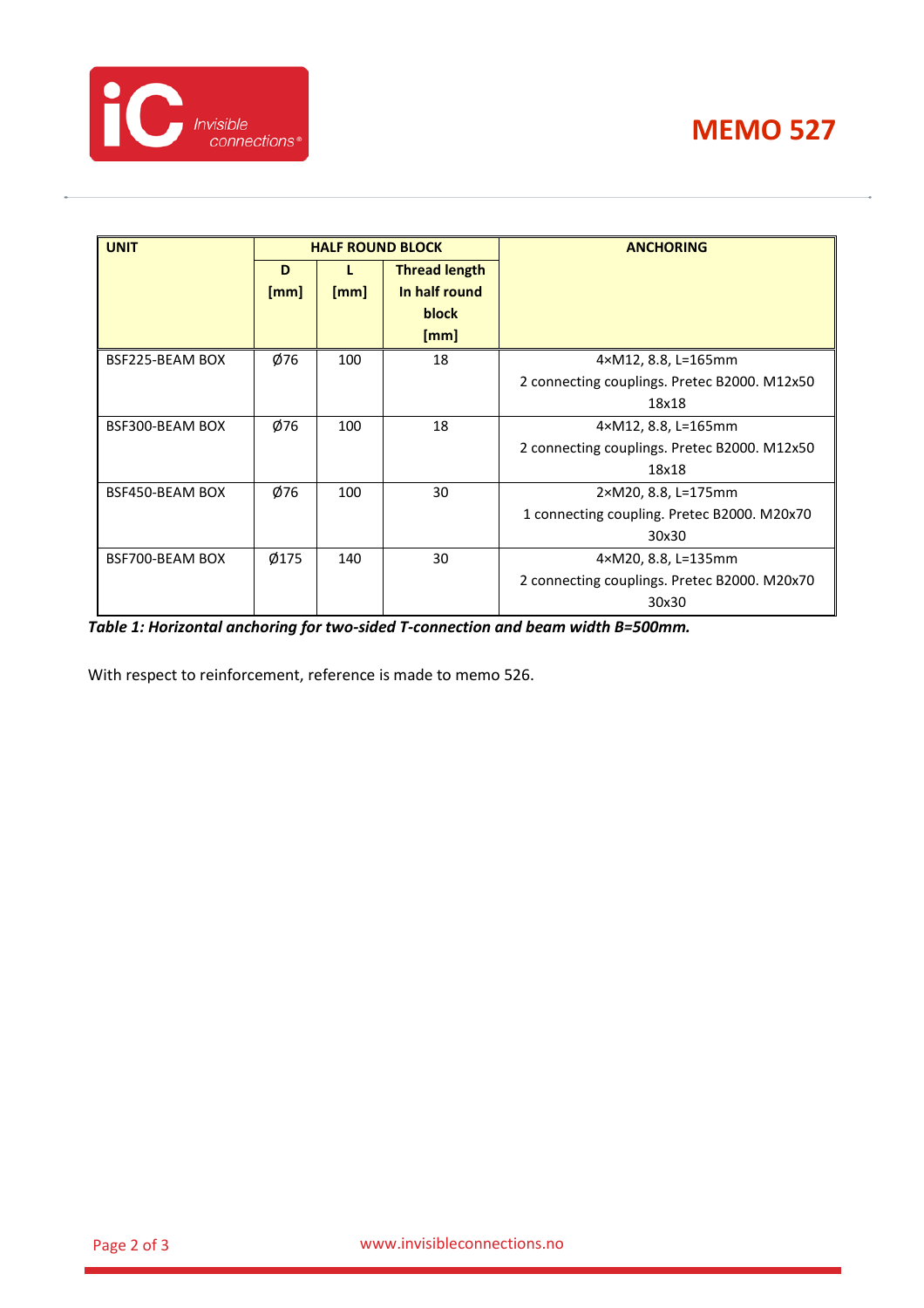| UNIT | HALF ROUND BLOCK | | | ANCHORING |
|---|---|---|---|---|
| | D [mm] | L [mm] | Thread length In half round block [mm] | |
| BSF225-BEAM BOX | Ø76 | 100 | 18 | 4×M12, 8.8, L=165mm<br>2 connecting couplings. Pretec B2000. M12x50<br>18x18 |
| BSF300-BEAM BOX | Ø76 | 100 | 18 | 4×M12, 8.8, L=165mm<br>2 connecting couplings. Pretec B2000. M12x50<br>18x18 |
| BSF450-BEAM BOX | Ø76 | 100 | 30 | 2×M20, 8.8, L=175mm<br>1 connecting coupling. Pretec B2000. M20x70<br>30x30 |
| BSF700-BEAM BOX | Ø175 | 140 | 30 | 4×M20, 8.8, L=135mm<br>2 connecting couplings. Pretec B2000. M20x70<br>30x30 |

***Table 1: Horizontal anchoring for two-sided T-connection and beam width B=500mm.***

With respect to reinforcement, reference is made to memo 526.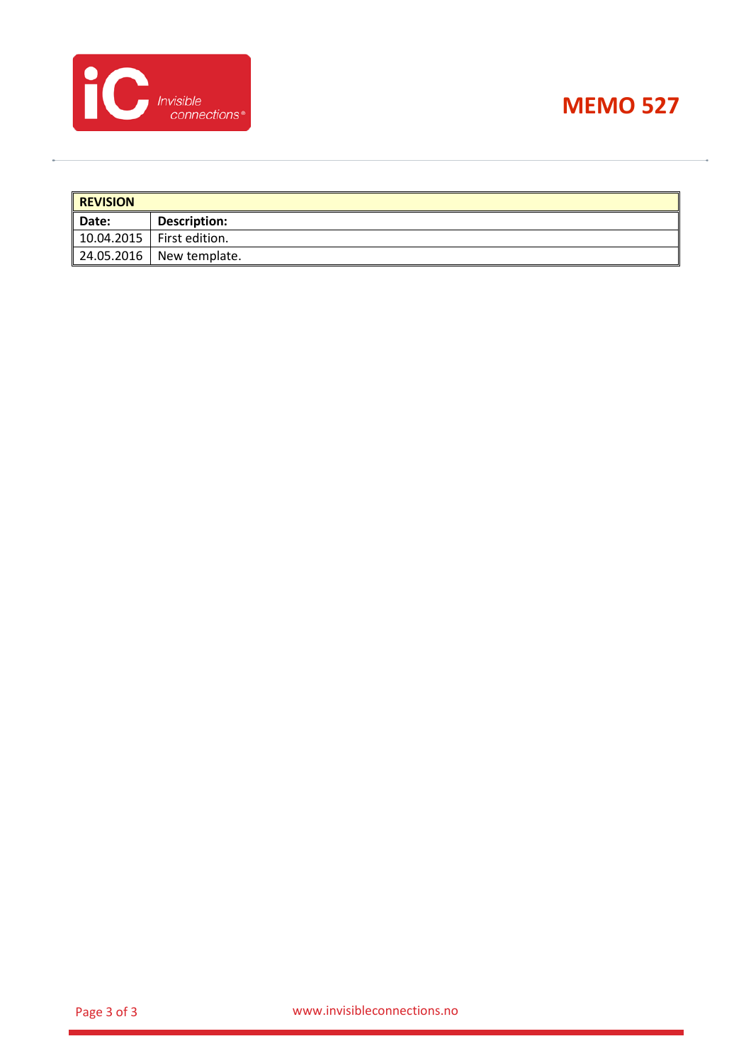| REVISION | |
|---|---|
| **Date:** | **Description:** |
| 10.04.2015 | First edition. |
| 24.05.2016 | New template. |